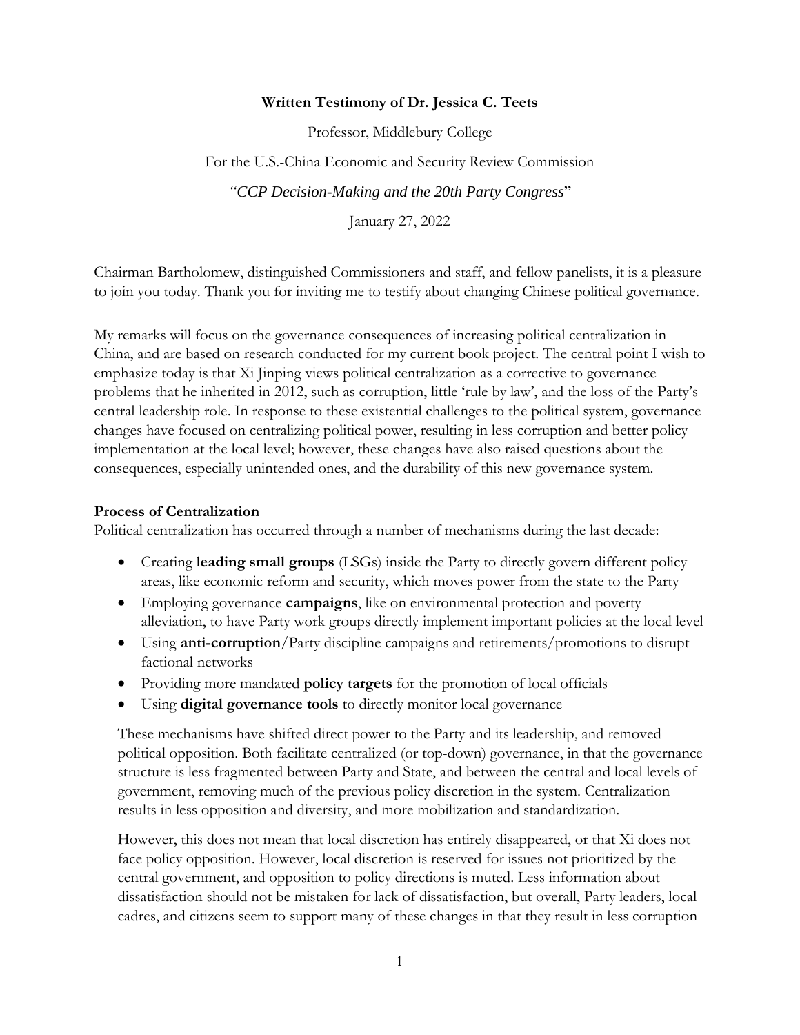**Written Testimony of Dr. Jessica C. Teets**

Professor, Middlebury College

For the U.S.-China Economic and Security Review Commission

*"CCP Decision-Making and the 20th Party Congress"*

January 27, 2022

Chairman Bartholomew, distinguished Commissioners and staff, and fellow panelists, it is a pleasure to join you today. Thank you for inviting me to testify about changing Chinese political governance.

My remarks will focus on the governance consequences of increasing political centralization in China, and are based on research conducted for my current book project. The central point I wish to emphasize today is that Xi Jinping views political centralization as a corrective to governance problems that he inherited in 2012, such as corruption, little 'rule by law', and the loss of the Party's central leadership role. In response to these existential challenges to the political system, governance changes have focused on centralizing political power, resulting in less corruption and better policy implementation at the local level; however, these changes have also raised questions about the consequences, especially unintended ones, and the durability of this new governance system.

**Process of Centralization**

Political centralization has occurred through a number of mechanisms during the last decade:

- Creating **leading small groups** (LSGs) inside the Party to directly govern different policy areas, like economic reform and security, which moves power from the state to the Party
- Employing governance **campaigns**, like on environmental protection and poverty alleviation, to have Party work groups directly implement important policies at the local level
- Using **anti-corruption**/Party discipline campaigns and retirements/promotions to disrupt factional networks
- Providing more mandated **policy targets** for the promotion of local officials
- Using **digital governance tools** to directly monitor local governance

These mechanisms have shifted direct power to the Party and its leadership, and removed political opposition. Both facilitate centralized (or top-down) governance, in that the governance structure is less fragmented between Party and State, and between the central and local levels of government, removing much of the previous policy discretion in the system. Centralization results in less opposition and diversity, and more mobilization and standardization.

However, this does not mean that local discretion has entirely disappeared, or that Xi does not face policy opposition. However, local discretion is reserved for issues not prioritized by the central government, and opposition to policy directions is muted. Less information about dissatisfaction should not be mistaken for lack of dissatisfaction, but overall, Party leaders, local cadres, and citizens seem to support many of these changes in that they result in less corruption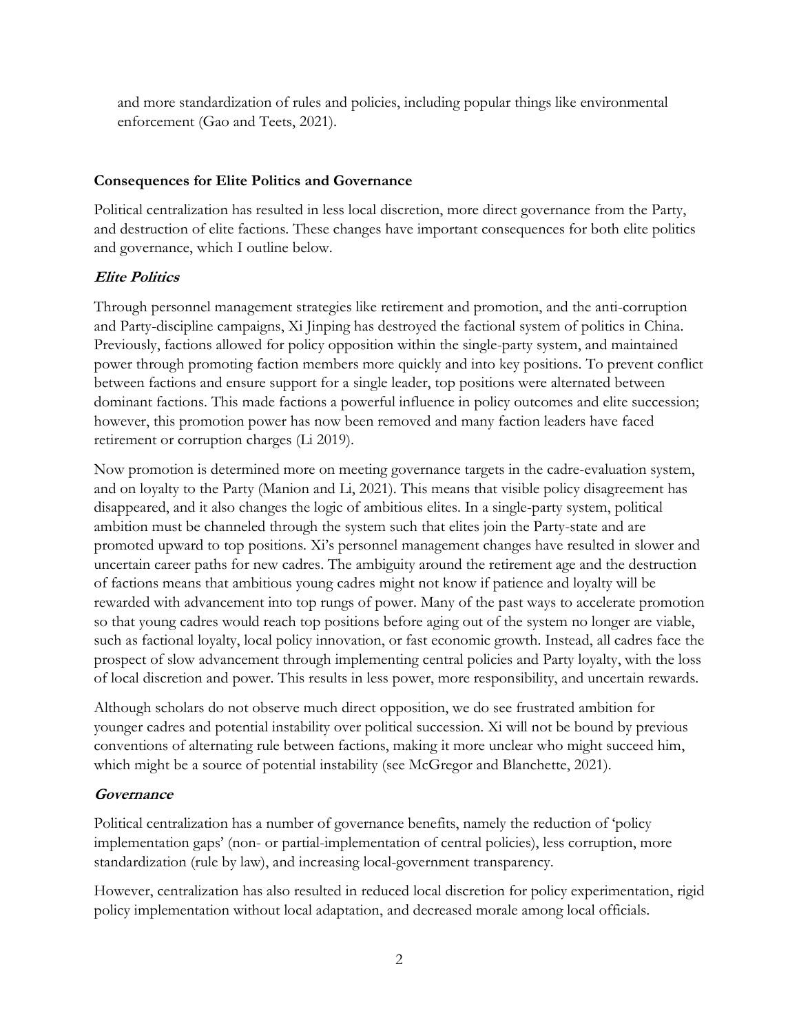and more standardization of rules and policies, including popular things like environmental enforcement (Gao and Teets, 2021).

## Consequences for Elite Politics and Governance

Political centralization has resulted in less local discretion, more direct governance from the Party, and destruction of elite factions. These changes have important consequences for both elite politics and governance, which I outline below.

### *Elite Politics*

Through personnel management strategies like retirement and promotion, and the anti-corruption and Party-discipline campaigns, Xi Jinping has destroyed the factional system of politics in China. Previously, factions allowed for policy opposition within the single-party system, and maintained power through promoting faction members more quickly and into key positions. To prevent conflict between factions and ensure support for a single leader, top positions were alternated between dominant factions. This made factions a powerful influence in policy outcomes and elite succession; however, this promotion power has now been removed and many faction leaders have faced retirement or corruption charges (Li 2019).

Now promotion is determined more on meeting governance targets in the cadre-evaluation system, and on loyalty to the Party (Manion and Li, 2021). This means that visible policy disagreement has disappeared, and it also changes the logic of ambitious elites. In a single-party system, political ambition must be channeled through the system such that elites join the Party-state and are promoted upward to top positions. Xi's personnel management changes have resulted in slower and uncertain career paths for new cadres. The ambiguity around the retirement age and the destruction of factions means that ambitious young cadres might not know if patience and loyalty will be rewarded with advancement into top rungs of power. Many of the past ways to accelerate promotion so that young cadres would reach top positions before aging out of the system no longer are viable, such as factional loyalty, local policy innovation, or fast economic growth. Instead, all cadres face the prospect of slow advancement through implementing central policies and Party loyalty, with the loss of local discretion and power. This results in less power, more responsibility, and uncertain rewards.

Although scholars do not observe much direct opposition, we do see frustrated ambition for younger cadres and potential instability over political succession. Xi will not be bound by previous conventions of alternating rule between factions, making it more unclear who might succeed him, which might be a source of potential instability (see McGregor and Blanchette, 2021).

### *Governance*

Political centralization has a number of governance benefits, namely the reduction of 'policy implementation gaps' (non- or partial-implementation of central policies), less corruption, more standardization (rule by law), and increasing local-government transparency.

However, centralization has also resulted in reduced local discretion for policy experimentation, rigid policy implementation without local adaptation, and decreased morale among local officials.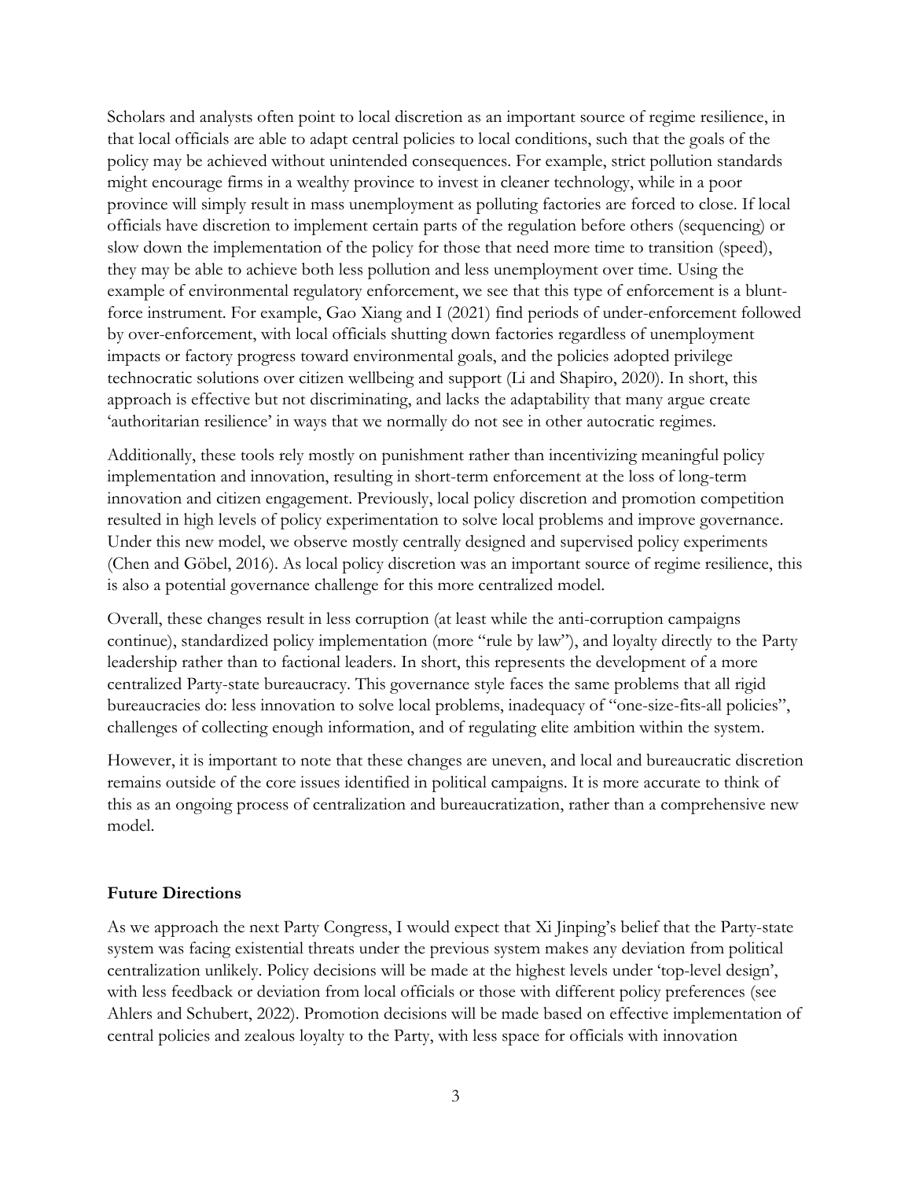Scholars and analysts often point to local discretion as an important source of regime resilience, in that local officials are able to adapt central policies to local conditions, such that the goals of the policy may be achieved without unintended consequences. For example, strict pollution standards might encourage firms in a wealthy province to invest in cleaner technology, while in a poor province will simply result in mass unemployment as polluting factories are forced to close. If local officials have discretion to implement certain parts of the regulation before others (sequencing) or slow down the implementation of the policy for those that need more time to transition (speed), they may be able to achieve both less pollution and less unemployment over time. Using the example of environmental regulatory enforcement, we see that this type of enforcement is a blunt-force instrument. For example, Gao Xiang and I (2021) find periods of under-enforcement followed by over-enforcement, with local officials shutting down factories regardless of unemployment impacts or factory progress toward environmental goals, and the policies adopted privilege technocratic solutions over citizen wellbeing and support (Li and Shapiro, 2020). In short, this approach is effective but not discriminating, and lacks the adaptability that many argue create 'authoritarian resilience' in ways that we normally do not see in other autocratic regimes.

Additionally, these tools rely mostly on punishment rather than incentivizing meaningful policy implementation and innovation, resulting in short-term enforcement at the loss of long-term innovation and citizen engagement. Previously, local policy discretion and promotion competition resulted in high levels of policy experimentation to solve local problems and improve governance. Under this new model, we observe mostly centrally designed and supervised policy experiments (Chen and Göbel, 2016). As local policy discretion was an important source of regime resilience, this is also a potential governance challenge for this more centralized model.

Overall, these changes result in less corruption (at least while the anti-corruption campaigns continue), standardized policy implementation (more "rule by law"), and loyalty directly to the Party leadership rather than to factional leaders. In short, this represents the development of a more centralized Party-state bureaucracy. This governance style faces the same problems that all rigid bureaucracies do: less innovation to solve local problems, inadequacy of "one-size-fits-all policies", challenges of collecting enough information, and of regulating elite ambition within the system.

However, it is important to note that these changes are uneven, and local and bureaucratic discretion remains outside of the core issues identified in political campaigns. It is more accurate to think of this as an ongoing process of centralization and bureaucratization, rather than a comprehensive new model.

**Future Directions**

As we approach the next Party Congress, I would expect that Xi Jinping's belief that the Party-state system was facing existential threats under the previous system makes any deviation from political centralization unlikely. Policy decisions will be made at the highest levels under 'top-level design', with less feedback or deviation from local officials or those with different policy preferences (see Ahlers and Schubert, 2022). Promotion decisions will be made based on effective implementation of central policies and zealous loyalty to the Party, with less space for officials with innovation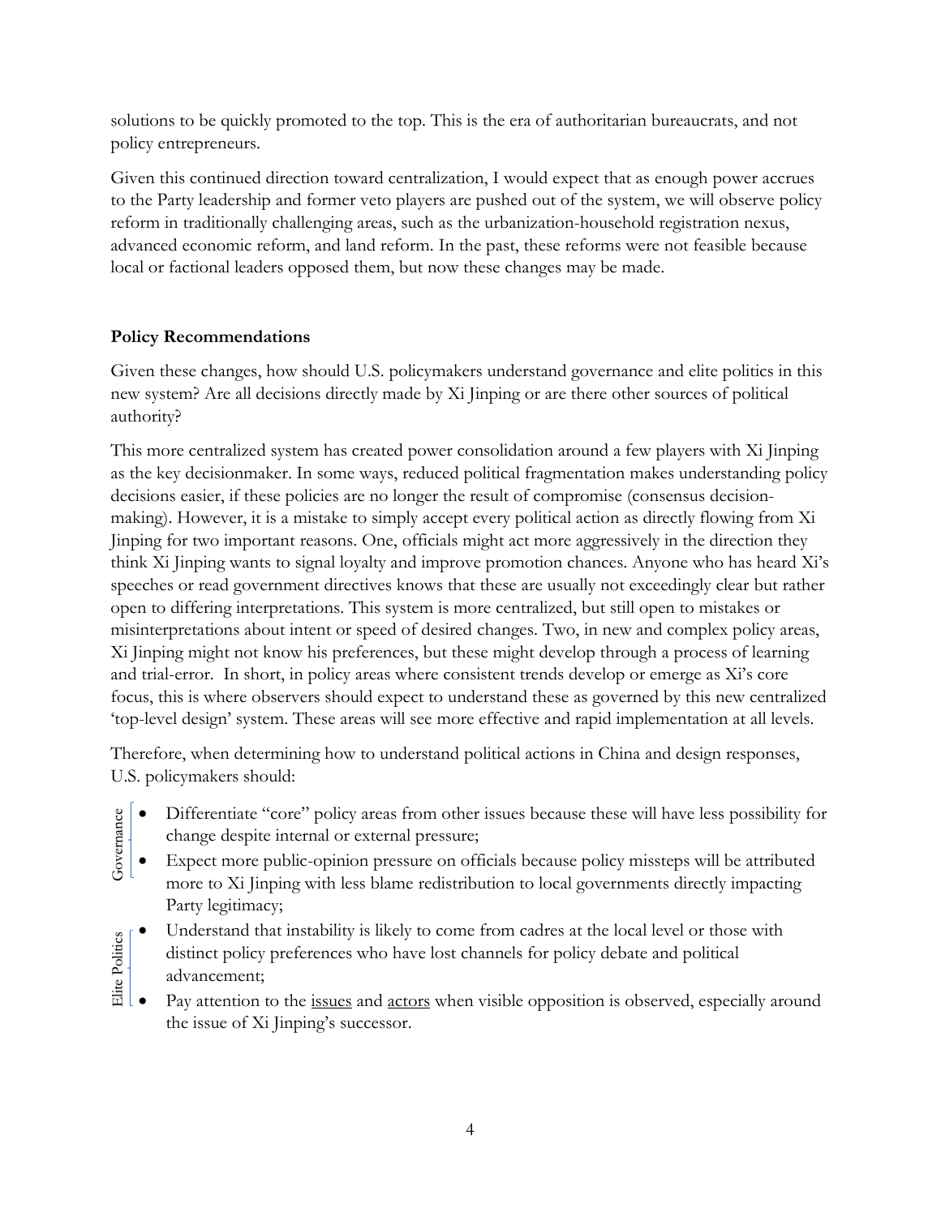solutions to be quickly promoted to the top. This is the era of authoritarian bureaucrats, and not policy entrepreneurs.

Given this continued direction toward centralization, I would expect that as enough power accrues to the Party leadership and former veto players are pushed out of the system, we will observe policy reform in traditionally challenging areas, such as the urbanization-household registration nexus, advanced economic reform, and land reform. In the past, these reforms were not feasible because local or factional leaders opposed them, but now these changes may be made.

## Policy Recommendations

Given these changes, how should U.S. policymakers understand governance and elite politics in this new system? Are all decisions directly made by Xi Jinping or are there other sources of political authority?

This more centralized system has created power consolidation around a few players with Xi Jinping as the key decisionmaker. In some ways, reduced political fragmentation makes understanding policy decisions easier, if these policies are no longer the result of compromise (consensus decision-making). However, it is a mistake to simply accept every political action as directly flowing from Xi Jinping for two important reasons. One, officials might act more aggressively in the direction they think Xi Jinping wants to signal loyalty and improve promotion chances. Anyone who has heard Xi's speeches or read government directives knows that these are usually not exceedingly clear but rather open to differing interpretations. This system is more centralized, but still open to mistakes or misinterpretations about intent or speed of desired changes. Two, in new and complex policy areas, Xi Jinping might not know his preferences, but these might develop through a process of learning and trial-error. In short, in policy areas where consistent trends develop or emerge as Xi's core focus, this is where observers should expect to understand these as governed by this new centralized 'top-level design' system. These areas will see more effective and rapid implementation at all levels.

Therefore, when determining how to understand political actions in China and design responses, U.S. policymakers should:

Governance

- Differentiate "core" policy areas from other issues because these will have less possibility for change despite internal or external pressure;
- Expect more public-opinion pressure on officials because policy missteps will be attributed more to Xi Jinping with less blame redistribution to local governments directly impacting Party legitimacy;

Elite Politics

- Understand that instability is likely to come from cadres at the local level or those with distinct policy preferences who have lost channels for policy debate and political advancement;
- Pay attention to the <u>issues</u> and <u>actors</u> when visible opposition is observed, especially around the issue of Xi Jinping's successor.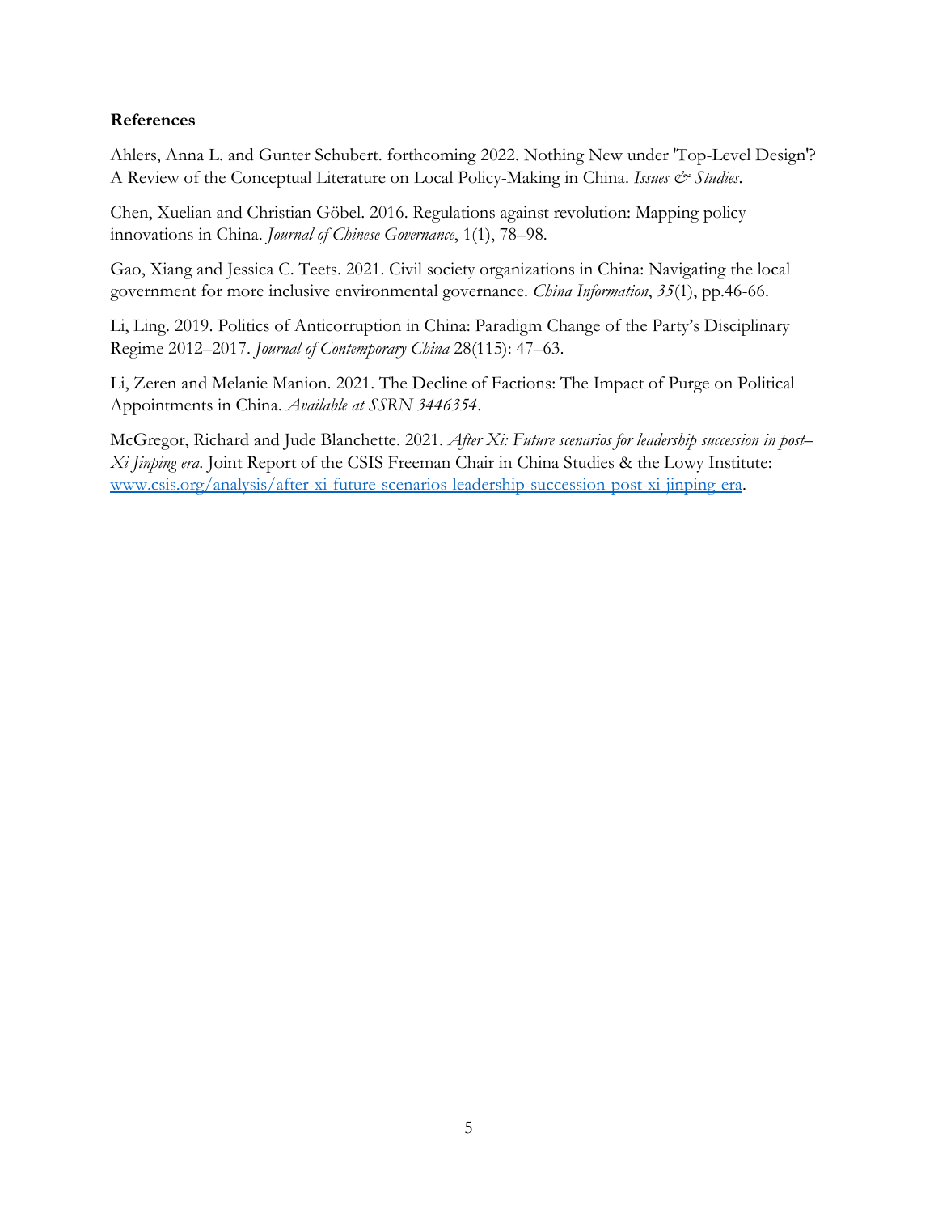**References**

Ahlers, Anna L. and Gunter Schubert. forthcoming 2022. Nothing New under 'Top-Level Design'? A Review of the Conceptual Literature on Local Policy-Making in China. *Issues & Studies*.

Chen, Xuelian and Christian Göbel. 2016. Regulations against revolution: Mapping policy innovations in China. *Journal of Chinese Governance*, 1(1), 78–98.

Gao, Xiang and Jessica C. Teets. 2021. Civil society organizations in China: Navigating the local government for more inclusive environmental governance. *China Information*, *35*(1), pp.46-66.

Li, Ling. 2019. Politics of Anticorruption in China: Paradigm Change of the Party's Disciplinary Regime 2012–2017. *Journal of Contemporary China* 28(115): 47–63.

Li, Zeren and Melanie Manion. 2021. The Decline of Factions: The Impact of Purge on Political Appointments in China. *Available at SSRN 3446354*.

McGregor, Richard and Jude Blanchette. 2021. *After Xi: Future scenarios for leadership succession in post–Xi Jinping era*. Joint Report of the CSIS Freeman Chair in China Studies & the Lowy Institute: [www.csis.org/analysis/after-xi-future-scenarios-leadership-succession-post-xi-jinping-era](www.csis.org/analysis/after-xi-future-scenarios-leadership-succession-post-xi-jinping-era).